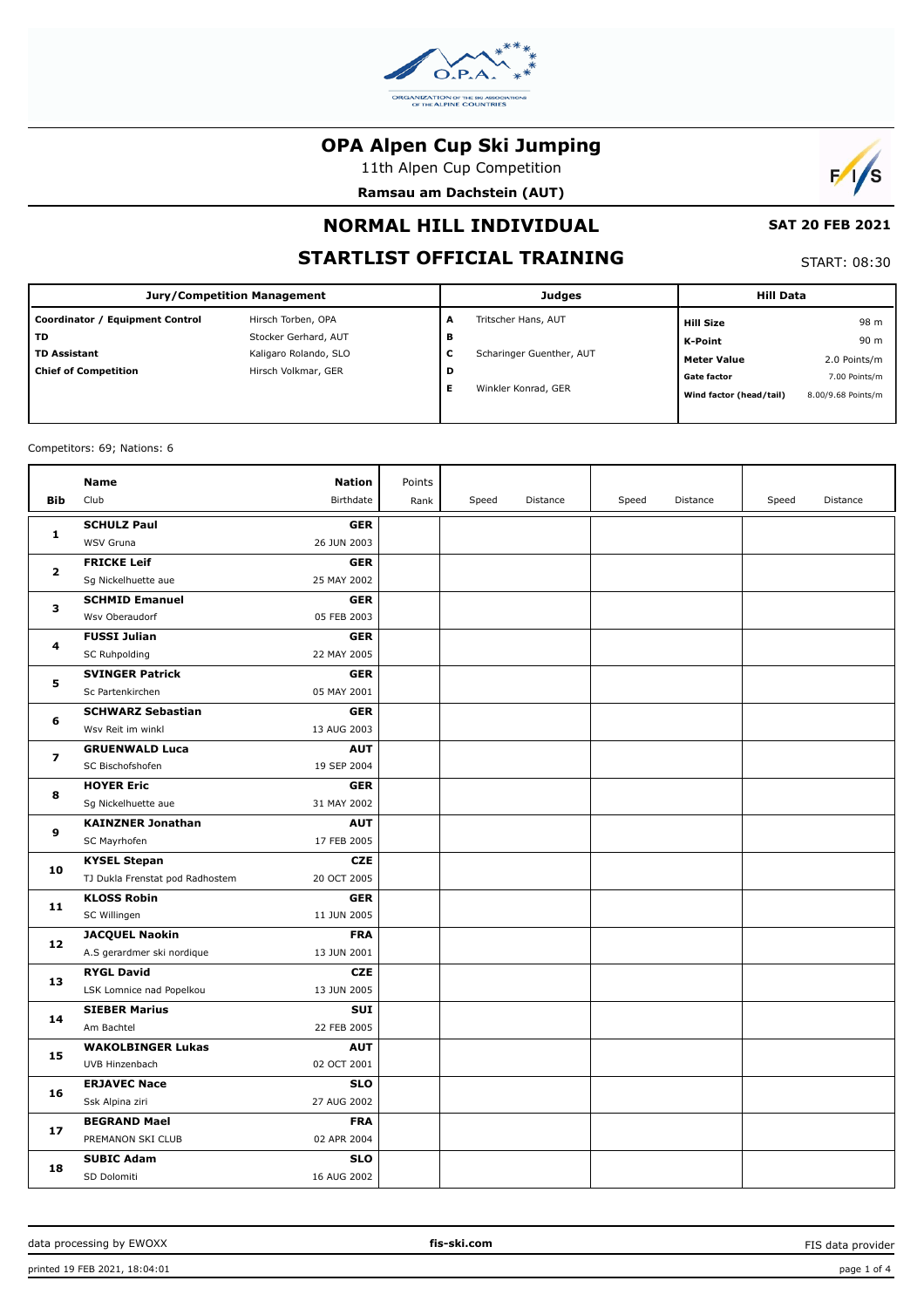# OPA Alpen Cup Ski Jumping

11th Alpen Cup Competition

**Ramsau am Dachstein (AUT)**

## NORMAL HILL INDIVIDUAL

**SAT 20 FEB 2021**

## STARTLIST OFFICIAL TRAINING

START: 08:30

| Jury/Competition Management | | Judges | | Hill Data | |
|---|---|---|---|---|---|
| Coordinator / Equipment Control | Hirsch Torben, OPA | A | Tritscher Hans, AUT | Hill Size | 98 m |
| TD | Stocker Gerhard, AUT | B | | K-Point | 90 m |
| TD Assistant | Kaligaro Rolando, SLO | C | Scharinger Guenther, AUT | Meter Value | 2.0 Points/m |
| Chief of Competition | Hirsch Volkmar, GER | D | | Gate factor | 7.00 Points/m |
| | | E | Winkler Konrad, GER | Wind factor (head/tail) | 8.00/9.68 Points/m |

Competitors: 69; Nations: 6

| Bib | Name / Club | Nation / Birthdate | Points / Rank | Speed | Distance | Speed | Distance | Speed | Distance |
|---|---|---|---|---|---|---|---|---|---|
| 1 | **SCHULZ Paul**<br>WSV Gruna | **GER**<br>26 JUN 2003 | | | | | | | |
| 2 | **FRICKE Leif**<br>Sg Nickelhuette aue | **GER**<br>25 MAY 2002 | | | | | | | |
| 3 | **SCHMID Emanuel**<br>Wsv Oberaudorf | **GER**<br>05 FEB 2003 | | | | | | | |
| 4 | **FUSSI Julian**<br>SC Ruhpolding | **GER**<br>22 MAY 2005 | | | | | | | |
| 5 | **SVINGER Patrick**<br>Sc Partenkirchen | **GER**<br>05 MAY 2001 | | | | | | | |
| 6 | **SCHWARZ Sebastian**<br>Wsv Reit im winkl | **GER**<br>13 AUG 2003 | | | | | | | |
| 7 | **GRUENWALD Luca**<br>SC Bischofshofen | **AUT**<br>19 SEP 2004 | | | | | | | |
| 8 | **HOYER Eric**<br>Sg Nickelhuette aue | **GER**<br>31 MAY 2002 | | | | | | | |
| 9 | **KAINZNER Jonathan**<br>SC Mayrhofen | **AUT**<br>17 FEB 2005 | | | | | | | |
| 10 | **KYSEL Stepan**<br>TJ Dukla Frenstat pod Radhostem | **CZE**<br>20 OCT 2005 | | | | | | | |
| 11 | **KLOSS Robin**<br>SC Willingen | **GER**<br>11 JUN 2005 | | | | | | | |
| 12 | **JACQUEL Naokin**<br>A.S gerardmer ski nordique | **FRA**<br>13 JUN 2001 | | | | | | | |
| 13 | **RYGL David**<br>LSK Lomnice nad Popelkou | **CZE**<br>13 JUN 2005 | | | | | | | |
| 14 | **SIEBER Marius**<br>Am Bachtel | **SUI**<br>22 FEB 2005 | | | | | | | |
| 15 | **WAKOLBINGER Lukas**<br>UVB Hinzenbach | **AUT**<br>02 OCT 2001 | | | | | | | |
| 16 | **ERJAVEC Nace**<br>Ssk Alpina ziri | **SLO**<br>27 AUG 2002 | | | | | | | |
| 17 | **BEGRAND Mael**<br>PREMANON SKI CLUB | **FRA**<br>02 APR 2004 | | | | | | | |
| 18 | **SUBIC Adam**<br>SD Dolomiti | **SLO**<br>16 AUG 2002 | | | | | | | |

data processing by EWOXX | fis-ski.com | FIS data provider

printed 19 FEB 2021, 18:04:01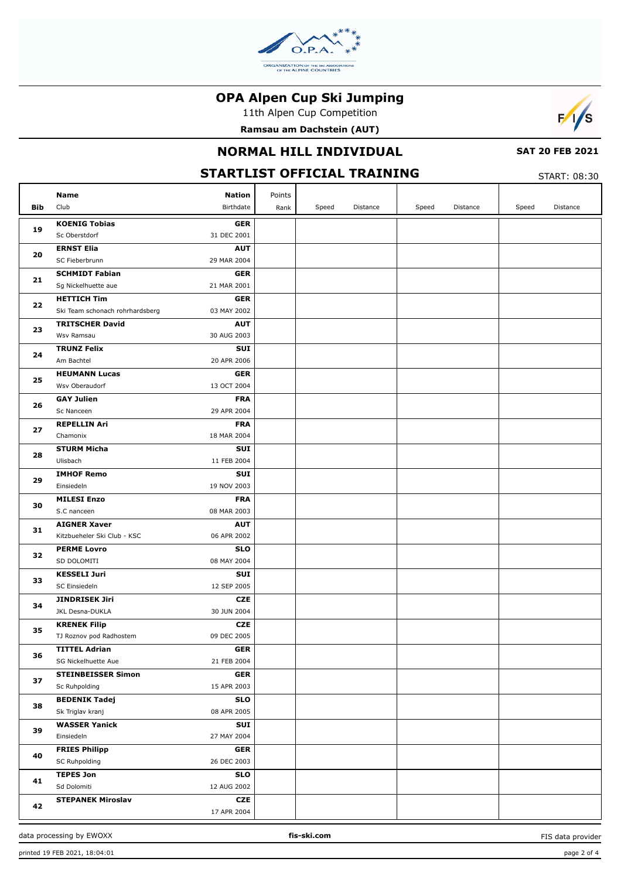# OPA Alpen Cup Ski Jumping

11th Alpen Cup Competition

**Ramsau am Dachstein (AUT)**

## NORMAL HILL INDIVIDUAL

**SAT 20 FEB 2021**

## STARTLIST OFFICIAL TRAINING

START: 08:30

| Bib | Name / Club | Nation / Birthdate | Points / Rank | Speed | Distance | Speed | Distance | Speed | Distance |
|---|---|---|---|---|---|---|---|---|---|
| 19 | **KOENIG Tobias**<br>Sc Oberstdorf | **GER**<br>31 DEC 2001 | | | | | | | |
| 20 | **ERNST Elia**<br>SC Fieberbrunn | **AUT**<br>29 MAR 2004 | | | | | | | |
| 21 | **SCHMIDT Fabian**<br>Sg Nickelhuette aue | **GER**<br>21 MAR 2001 | | | | | | | |
| 22 | **HETTICH Tim**<br>Ski Team schonach rohrhardsberg | **GER**<br>03 MAY 2002 | | | | | | | |
| 23 | **TRITSCHER David**<br>Wsv Ramsau | **AUT**<br>30 AUG 2003 | | | | | | | |
| 24 | **TRUNZ Felix**<br>Am Bachtel | **SUI**<br>20 APR 2006 | | | | | | | |
| 25 | **HEUMANN Lucas**<br>Wsv Oberaudorf | **GER**<br>13 OCT 2004 | | | | | | | |
| 26 | **GAY Julien**<br>Sc Nanceen | **FRA**<br>29 APR 2004 | | | | | | | |
| 27 | **REPELLIN Ari**<br>Chamonix | **FRA**<br>18 MAR 2004 | | | | | | | |
| 28 | **STURM Micha**<br>Ulisbach | **SUI**<br>11 FEB 2004 | | | | | | | |
| 29 | **IMHOF Remo**<br>Einsiedeln | **SUI**<br>19 NOV 2003 | | | | | | | |
| 30 | **MILESI Enzo**<br>S.C nanceen | **FRA**<br>08 MAR 2003 | | | | | | | |
| 31 | **AIGNER Xaver**<br>Kitzbueheler Ski Club - KSC | **AUT**<br>06 APR 2002 | | | | | | | |
| 32 | **PERME Lovro**<br>SD DOLOMITI | **SLO**<br>08 MAY 2004 | | | | | | | |
| 33 | **KESSELI Juri**<br>SC Einsiedeln | **SUI**<br>12 SEP 2005 | | | | | | | |
| 34 | **JINDRISEK Jiri**<br>JKL Desna-DUKLA | **CZE**<br>30 JUN 2004 | | | | | | | |
| 35 | **KRENEK Filip**<br>TJ Roznov pod Radhostem | **CZE**<br>09 DEC 2005 | | | | | | | |
| 36 | **TITTEL Adrian**<br>SG Nickelhuette Aue | **GER**<br>21 FEB 2004 | | | | | | | |
| 37 | **STEINBEISSER Simon**<br>Sc Ruhpolding | **GER**<br>15 APR 2003 | | | | | | | |
| 38 | **BEDENIK Tadej**<br>Sk Triglav kranj | **SLO**<br>08 APR 2005 | | | | | | | |
| 39 | **WASSER Yanick**<br>Einsiedeln | **SUI**<br>27 MAY 2004 | | | | | | | |
| 40 | **FRIES Philipp**<br>SC Ruhpolding | **GER**<br>26 DEC 2003 | | | | | | | |
| 41 | **TEPES Jon**<br>Sd Dolomiti | **SLO**<br>12 AUG 2002 | | | | | | | |
| 42 | **STEPANEK Miroslav** | **CZE**<br>17 APR 2004 | | | | | | | |

data processing by EWOXX | fis-ski.com | FIS data provider

printed 19 FEB 2021, 18:04:01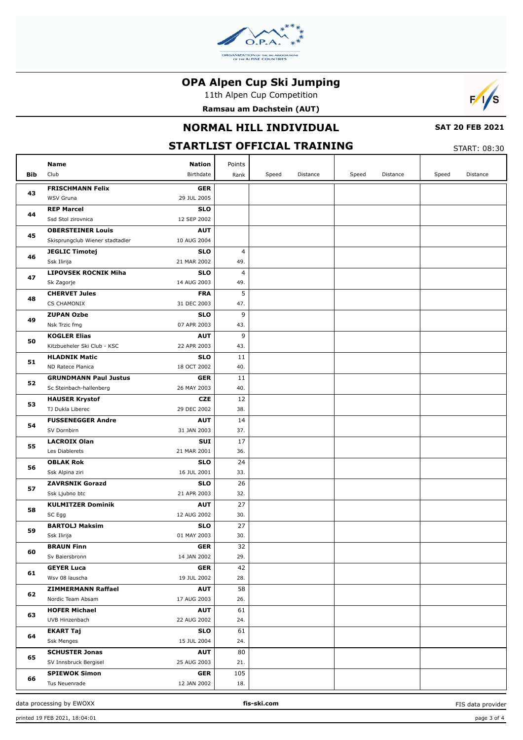# OPA Alpen Cup Ski Jumping

11th Alpen Cup Competition

**Ramsau am Dachstein (AUT)**

## NORMAL HILL INDIVIDUAL

**SAT 20 FEB 2021**

## STARTLIST OFFICIAL TRAINING

START: 08:30

| Bib | Name / Club | Nation / Birthdate | Points / Rank | Speed | Distance | Speed | Distance | Speed | Distance |
|---|---|---|---|---|---|---|---|---|---|
| 43 | **FRISCHMANN Felix**<br>WSV Gruna | **GER**<br>29 JUL 2005 | | | | | | | |
| 44 | **REP Marcel**<br>Ssd Stol zirovnica | **SLO**<br>12 SEP 2002 | | | | | | | |
| 45 | **OBERSTEINER Louis**<br>Skisprungclub Wiener stadtadler | **AUT**<br>10 AUG 2004 | | | | | | | |
| 46 | **JEGLIC Timotej**<br>Ssk Ilirija | **SLO**<br>21 MAR 2002 | 4<br>49. | | | | | | |
| 47 | **LIPOVSEK ROCNIK Miha**<br>Sk Zagorje | **SLO**<br>14 AUG 2003 | 4<br>49. | | | | | | |
| 48 | **CHERVET Jules**<br>CS CHAMONIX | **FRA**<br>31 DEC 2003 | 5<br>47. | | | | | | |
| 49 | **ZUPAN Ozbe**<br>Nsk Trzic fmg | **SLO**<br>07 APR 2003 | 9<br>43. | | | | | | |
| 50 | **KOGLER Elias**<br>Kitzbueheler Ski Club - KSC | **AUT**<br>22 APR 2003 | 9<br>43. | | | | | | |
| 51 | **HLADNIK Matic**<br>ND Ratece Planica | **SLO**<br>18 OCT 2002 | 11<br>40. | | | | | | |
| 52 | **GRUNDMANN Paul Justus**<br>Sc Steinbach-hallenberg | **GER**<br>26 MAY 2003 | 11<br>40. | | | | | | |
| 53 | **HAUSER Krystof**<br>TJ Dukla Liberec | **CZE**<br>29 DEC 2002 | 12<br>38. | | | | | | |
| 54 | **FUSSENEGGER Andre**<br>SV Dornbirn | **AUT**<br>31 JAN 2003 | 14<br>37. | | | | | | |
| 55 | **LACROIX Olan**<br>Les Diablerets | **SUI**<br>21 MAR 2001 | 17<br>36. | | | | | | |
| 56 | **OBLAK Rok**<br>Ssk Alpina ziri | **SLO**<br>16 JUL 2001 | 24<br>33. | | | | | | |
| 57 | **ZAVRSNIK Gorazd**<br>Ssk Ljubno btc | **SLO**<br>21 APR 2003 | 26<br>32. | | | | | | |
| 58 | **KULMITZER Dominik**<br>SC Egg | **AUT**<br>12 AUG 2002 | 27<br>30. | | | | | | |
| 59 | **BARTOLJ Maksim**<br>Ssk Ilirija | **SLO**<br>01 MAY 2003 | 27<br>30. | | | | | | |
| 60 | **BRAUN Finn**<br>Sv Baiersbronn | **GER**<br>14 JAN 2002 | 32<br>29. | | | | | | |
| 61 | **GEYER Luca**<br>Wsv 08 lauscha | **GER**<br>19 JUL 2002 | 42<br>28. | | | | | | |
| 62 | **ZIMMERMANN Raffael**<br>Nordic Team Absam | **AUT**<br>17 AUG 2003 | 58<br>26. | | | | | | |
| 63 | **HOFER Michael**<br>UVB Hinzenbach | **AUT**<br>22 AUG 2002 | 61<br>24. | | | | | | |
| 64 | **EKART Taj**<br>Ssk Menges | **SLO**<br>15 JUL 2004 | 61<br>24. | | | | | | |
| 65 | **SCHUSTER Jonas**<br>SV Innsbruck Bergisel | **AUT**<br>25 AUG 2003 | 80<br>21. | | | | | | |
| 66 | **SPIEWOK Simon**<br>Tus Neuenrade | **GER**<br>12 JAN 2002 | 105<br>18. | | | | | | |

data processing by EWOXX | **fis-ski.com** | FIS data provider

printed 19 FEB 2021, 18:04:01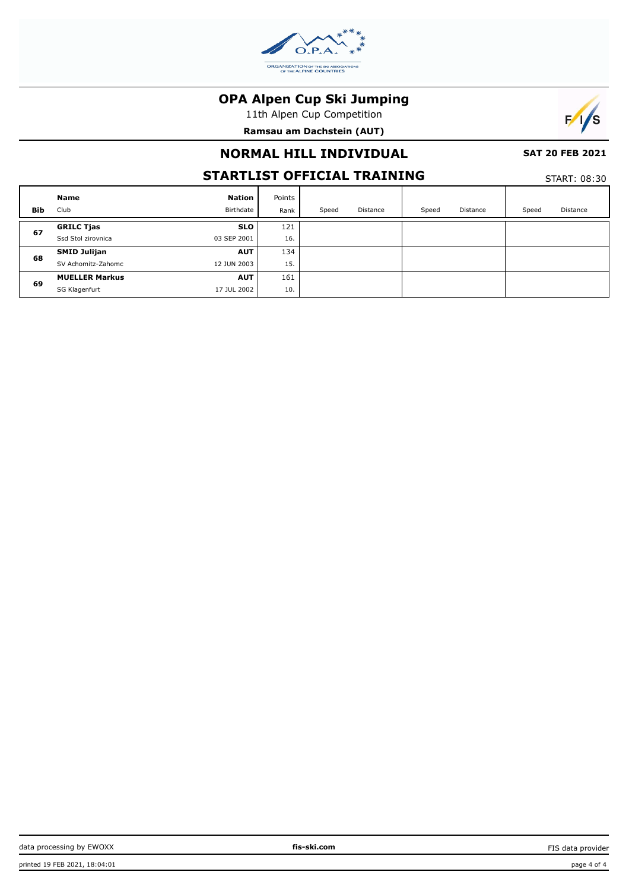# OPA Alpen Cup Ski Jumping

11th Alpen Cup Competition

**Ramsau am Dachstein (AUT)**

## NORMAL HILL INDIVIDUAL

**SAT 20 FEB 2021**

## STARTLIST OFFICIAL TRAINING

START: 08:30

| Bib | Name / Club | Nation / Birthdate | Points / Rank | Speed | Distance | Speed | Distance | Speed | Distance |
|---|---|---|---|---|---|---|---|---|---|
| 67 | **GRILC Tjas**<br>Ssd Stol zirovnica | **SLO**<br>03 SEP 2001 | 121<br>16. | | | | | | |
| 68 | **SMID Julijan**<br>SV Achomitz-Zahomc | **AUT**<br>12 JUN 2003 | 134<br>15. | | | | | | |
| 69 | **MUELLER Markus**<br>SG Klagenfurt | **AUT**<br>17 JUL 2002 | 161<br>10. | | | | | | |

data processing by EWOXX | fis-ski.com | FIS data provider

printed 19 FEB 2021, 18:04:01